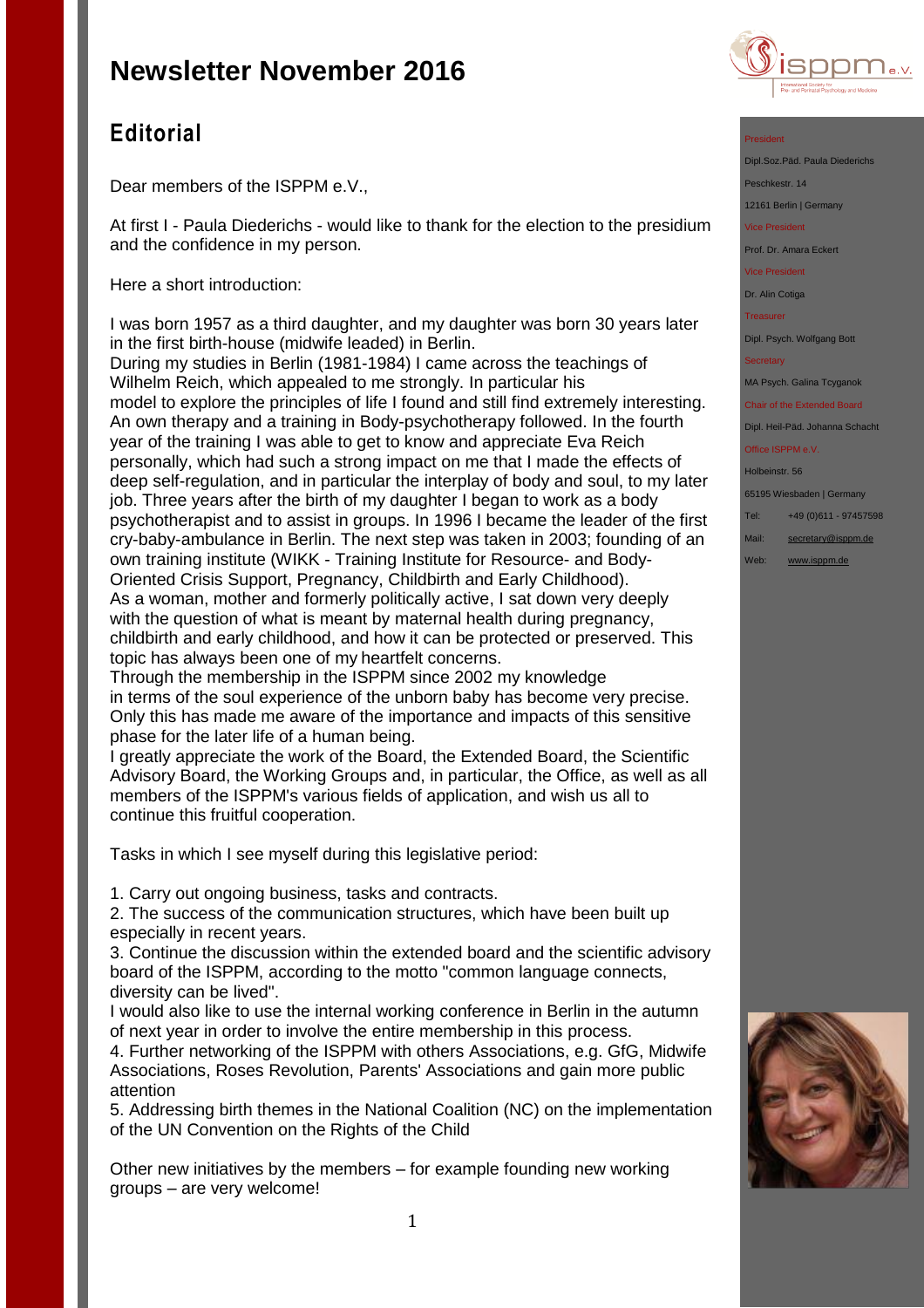# Newsletter November 2016

## Editorial

Dear members of the ISPPM e.V.,

At first I - Paula Diederichs - would like to thank for the election to the presidium and the confidence in my person.

Here a short introduction:

I was born 1957 as a third daughter, and my daughter was born 30 years later in the first birth-house (midwife leaded) in Berlin.
During my studies in Berlin (1981-1984) I came across the teachings of Wilhelm Reich, which appealed to me strongly. In particular his model to explore the principles of life I found and still find extremely interesting. An own therapy and a training in Body-psychotherapy followed. In the fourth year of the training I was able to get to know and appreciate Eva Reich personally, which had such a strong impact on me that I made the effects of deep self-regulation, and in particular the interplay of body and soul, to my later job. Three years after the birth of my daughter I began to work as a body psychotherapist and to assist in groups. In 1996 I became the leader of the first cry-baby-ambulance in Berlin. The next step was taken in 2003; founding of an own training institute (WIKK - Training Institute for Resource- and Body-Oriented Crisis Support, Pregnancy, Childbirth and Early Childhood).
As a woman, mother and formerly politically active, I sat down very deeply with the question of what is meant by maternal health during pregnancy, childbirth and early childhood, and how it can be protected or preserved. This topic has always been one of my heartfelt concerns.
Through the membership in the ISPPM since 2002 my knowledge in terms of the soul experience of the unborn baby has become very precise. Only this has made me aware of the importance and impacts of this sensitive phase for the later life of a human being.
I greatly appreciate the work of the Board, the Extended Board, the Scientific Advisory Board, the Working Groups and, in particular, the Office, as well as all members of the ISPPM's various fields of application, and wish us all to continue this fruitful cooperation.

Tasks in which I see myself during this legislative period:

1. Carry out ongoing business, tasks and contracts.
2. The success of the communication structures, which have been built up especially in recent years.
3. Continue the discussion within the extended board and the scientific advisory board of the ISPPM, according to the motto "common language connects, diversity can be lived".
I would also like to use the internal working conference in Berlin in the autumn of next year in order to involve the entire membership in this process.
4. Further networking of the ISPPM with others Associations, e.g. GfG, Midwife Associations, Roses Revolution, Parents' Associations and gain more public attention
5. Addressing birth themes in the National Coalition (NC) on the implementation of the UN Convention on the Rights of the Child

Other new initiatives by the members – for example founding new working groups – are very welcome!

---

President
Dipl.Soz.Päd. Paula Diederichs
Peschkestr. 14
12161 Berlin | Germany

Vice President
Prof. Dr. Amara Eckert

Vice President
Dr. Alin Cotiga

Treasurer
Dipl. Psych. Wolfgang Bott

Secretary
MA Psych. Galina Tcyganok

Chair of the Extended Board
Dipl. Heil-Päd. Johanna Schacht

Office ISPPM e.V.
Holbeinstr. 56
65195 Wiesbaden | Germany
Tel: +49 (0)611 - 97457598
Mail: secretary@isppm.de
Web: www.isppm.de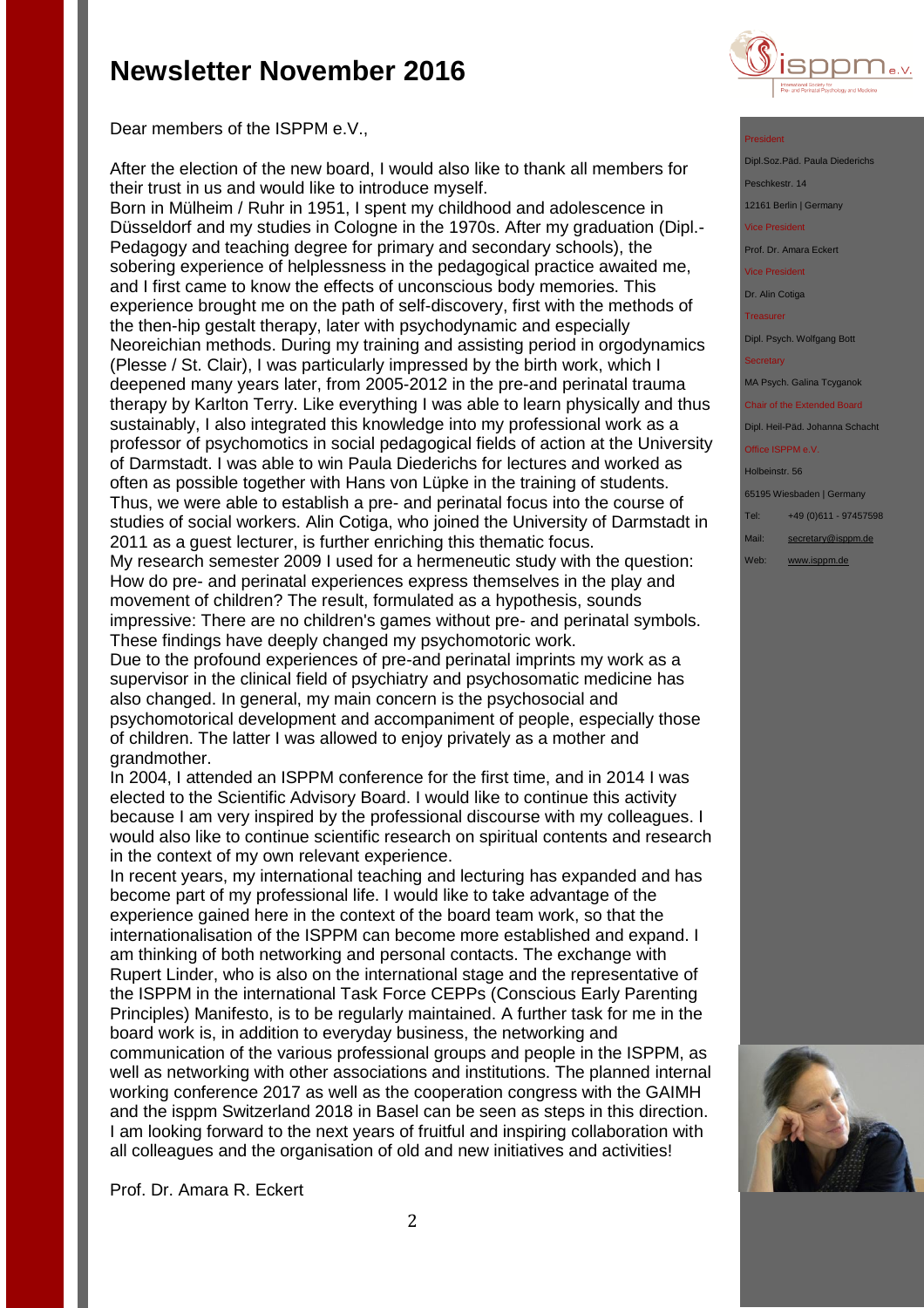# Newsletter November 2016

Dear members of the ISPPM e.V.,

After the election of the new board, I would also like to thank all members for their trust in us and would like to introduce myself.
Born in Mülheim / Ruhr in 1951, I spent my childhood and adolescence in Düsseldorf and my studies in Cologne in the 1970s. After my graduation (Dipl.-Pedagogy and teaching degree for primary and secondary schools), the sobering experience of helplessness in the pedagogical practice awaited me, and I first came to know the effects of unconscious body memories. This experience brought me on the path of self-discovery, first with the methods of the then-hip gestalt therapy, later with psychodynamic and especially Neoreichian methods. During my training and assisting period in orgodynamics (Plesse / St. Clair), I was particularly impressed by the birth work, which I deepened many years later, from 2005-2012 in the pre-and perinatal trauma therapy by Karlton Terry. Like everything I was able to learn physically and thus sustainably, I also integrated this knowledge into my professional work as a professor of psychomotics in social pedagogical fields of action at the University of Darmstadt. I was able to win Paula Diederichs for lectures and worked as often as possible together with Hans von Lüpke in the training of students. Thus, we were able to establish a pre- and perinatal focus into the course of studies of social workers. Alin Cotiga, who joined the University of Darmstadt in 2011 as a guest lecturer, is further enriching this thematic focus.
My research semester 2009 I used for a hermeneutic study with the question: How do pre- and perinatal experiences express themselves in the play and movement of children? The result, formulated as a hypothesis, sounds impressive: There are no children's games without pre- and perinatal symbols. These findings have deeply changed my psychomotoric work.
Due to the profound experiences of pre-and perinatal imprints my work as a supervisor in the clinical field of psychiatry and psychosomatic medicine has also changed. In general, my main concern is the psychosocial and psychomotorical development and accompaniment of people, especially those of children. The latter I was allowed to enjoy privately as a mother and grandmother.
In 2004, I attended an ISPPM conference for the first time, and in 2014 I was elected to the Scientific Advisory Board. I would like to continue this activity because I am very inspired by the professional discourse with my colleagues. I would also like to continue scientific research on spiritual contents and research in the context of my own relevant experience.
In recent years, my international teaching and lecturing has expanded and has become part of my professional life. I would like to take advantage of the experience gained here in the context of the board team work, so that the internationalisation of the ISPPM can become more established and expand. I am thinking of both networking and personal contacts. The exchange with Rupert Linder, who is also on the international stage and the representative of the ISPPM in the international Task Force CEPPs (Conscious Early Parenting Principles) Manifesto, is to be regularly maintained. A further task for me in the board work is, in addition to everyday business, the networking and communication of the various professional groups and people in the ISPPM, as well as networking with other associations and institutions. The planned internal working conference 2017 as well as the cooperation congress with the GAIMH and the isppm Switzerland 2018 in Basel can be seen as steps in this direction. I am looking forward to the next years of fruitful and inspiring collaboration with all colleagues and the organisation of old and new initiatives and activities!

Prof. Dr. Amara R. Eckert

President
Dipl.Soz.Päd. Paula Diederichs
Peschkestr. 14
12161 Berlin | Germany

Vice President
Prof. Dr. Amara Eckert

Vice President
Dr. Alin Cotiga

Treasurer
Dipl. Psych. Wolfgang Bott

Secretary
MA Psych. Galina Tcyganok

Chair of the Extended Board
Dipl. Heil-Päd. Johanna Schacht

Office ISPPM e.V.
Holbeinstr. 56
65195 Wiesbaden | Germany
Tel: +49 (0)611 - 97457598
Mail: secretary@isppm.de
Web: www.isppm.de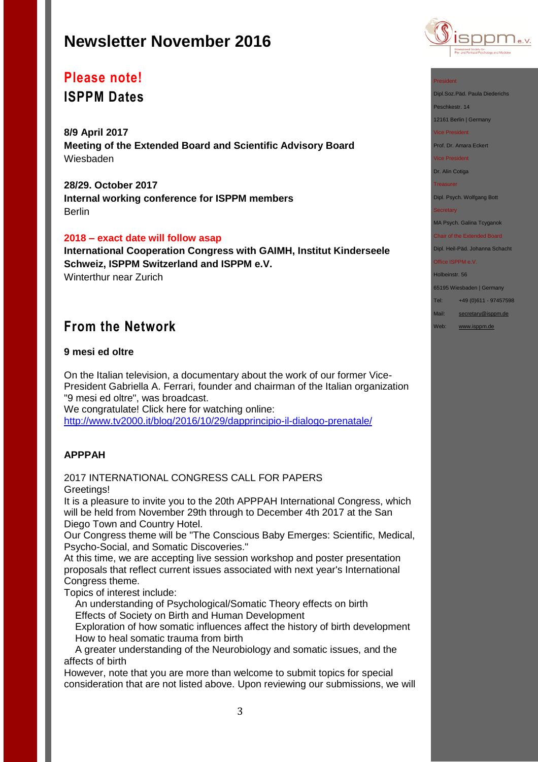# Newsletter November 2016

## Please note!

## ISPPM Dates

**8/9 April 2017**
**Meeting of the Extended Board and Scientific Advisory Board**
Wiesbaden

**28/29. October 2017**
**Internal working conference for ISPPM members**
Berlin

**2018 – exact date will follow asap**
**International Cooperation Congress with GAIMH, Institut Kinderseele Schweiz, ISPPM Switzerland and ISPPM e.V.**
Winterthur near Zurich

## From the Network

**9 mesi ed oltre**

On the Italian television, a documentary about the work of our former Vice-President Gabriella A. Ferrari, founder and chairman of the Italian organization "9 mesi ed oltre", was broadcast.
We congratulate! Click here for watching online:
http://www.tv2000.it/blog/2016/10/29/dapprincipio-il-dialogo-prenatale/

**APPPAH**

2017 INTERNATIONAL CONGRESS CALL FOR PAPERS
Greetings!
It is a pleasure to invite you to the 20th APPPAH International Congress, which will be held from November 29th through to December 4th 2017 at the San Diego Town and Country Hotel.
Our Congress theme will be "The Conscious Baby Emerges: Scientific, Medical, Psycho-Social, and Somatic Discoveries."
At this time, we are accepting live session workshop and poster presentation proposals that reflect current issues associated with next year's International Congress theme.
Topics of interest include:

- An understanding of Psychological/Somatic Theory effects on birth
- Effects of Society on Birth and Human Development
- Exploration of how somatic influences affect the history of birth development
- How to heal somatic trauma from birth
- A greater understanding of the Neurobiology and somatic issues, and the affects of birth

However, note that you are more than welcome to submit topics for special consideration that are not listed above. Upon reviewing our submissions, we will

President
Dipl.Soz.Päd. Paula Diederichs
Peschkestr. 14
12161 Berlin | Germany
Vice President
Prof. Dr. Amara Eckert
Vice President
Dr. Alin Cotiga
Treasurer
Dipl. Psych. Wolfgang Bott
Secretary
MA Psych. Galina Tcyganok
Chair of the Extended Board
Dipl. Heil-Päd. Johanna Schacht
Office ISPPM e.V.
Holbeinstr. 56
65195 Wiesbaden | Germany
Tel: +49 (0)611 - 97457598
Mail: secretary@isppm.de
Web: www.isppm.de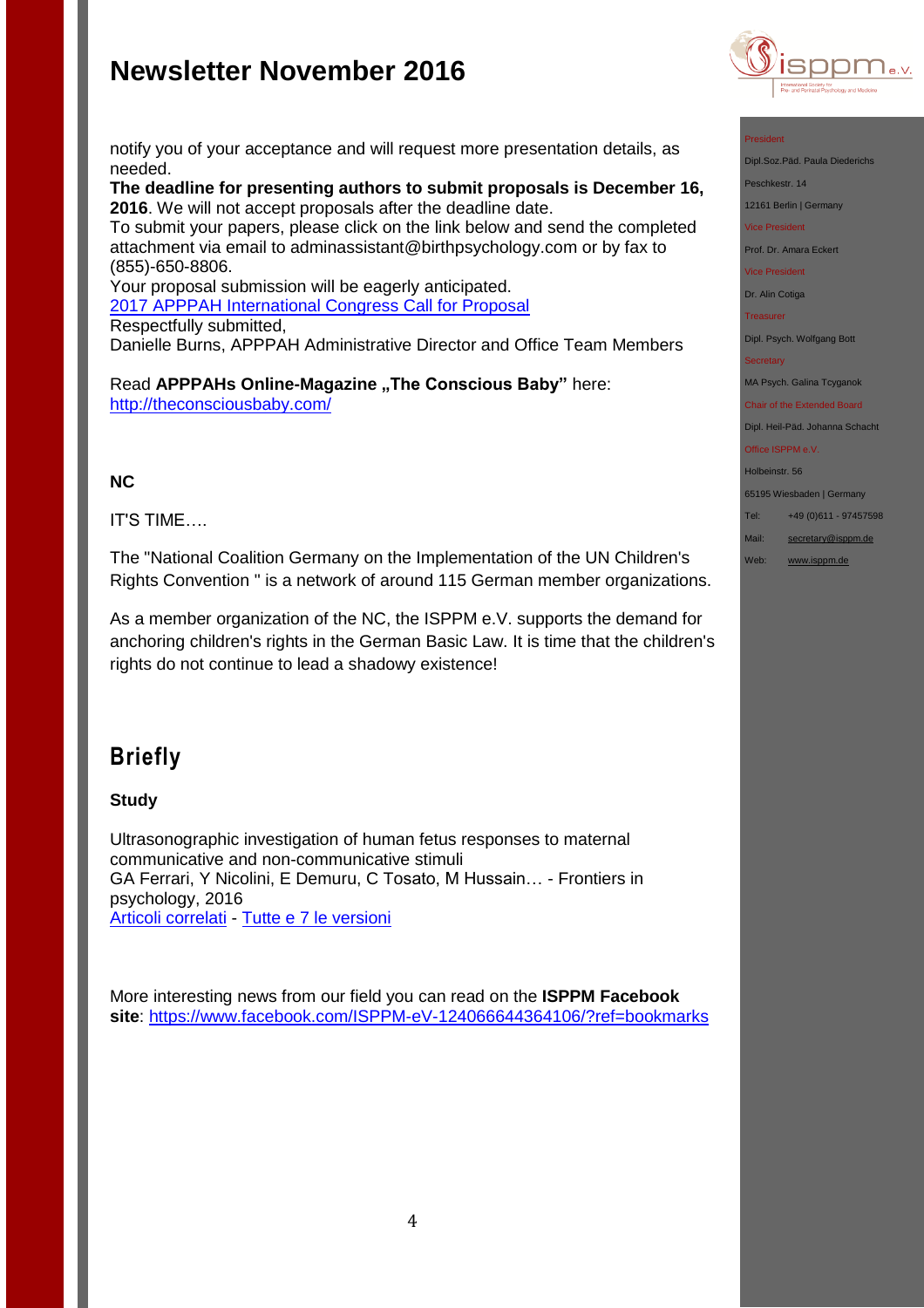notify you of your acceptance and will request more presentation details, as needed.

**The deadline for presenting authors to submit proposals is December 16, 2016**. We will not accept proposals after the deadline date.

To submit your papers, please click on the link below and send the completed attachment via email to adminassistant@birthpsychology.com or by fax to (855)-650-8806.

Your proposal submission will be eagerly anticipated.

2017 APPPAH International Congress Call for Proposal

Respectfully submitted,

Danielle Burns, APPPAH Administrative Director and Office Team Members

Read **APPPAHs Online-Magazine „The Conscious Baby"** here: http://theconsciousbaby.com/

**NC**

IT'S TIME….

The "National Coalition Germany on the Implementation of the UN Children's Rights Convention " is a network of around 115 German member organizations.

As a member organization of the NC, the ISPPM e.V. supports the demand for anchoring children's rights in the German Basic Law. It is time that the children's rights do not continue to lead a shadowy existence!

## Briefly

**Study**

Ultrasonographic investigation of human fetus responses to maternal communicative and non-communicative stimuli
GA Ferrari, Y Nicolini, E Demuru, C Tosato, M Hussain… - Frontiers in psychology, 2016
Articoli correlati - Tutte e 7 le versioni

More interesting news from our field you can read on the **ISPPM Facebook site**: https://www.facebook.com/ISPPM-eV-124066644364106/?ref=bookmarks

President
Dipl.Soz.Päd. Paula Diederichs
Peschkestr. 14
12161 Berlin | Germany

Vice President
Prof. Dr. Amara Eckert

Vice President
Dr. Alin Cotiga

Treasurer
Dipl. Psych. Wolfgang Bott

Secretary
MA Psych. Galina Tcyganok

Chair of the Extended Board
Dipl. Heil-Päd. Johanna Schacht

Office ISPPM e.V.
Holbeinstr. 56
65195 Wiesbaden | Germany
Tel: +49 (0)611 - 97457598
Mail: secretary@isppm.de
Web: www.isppm.de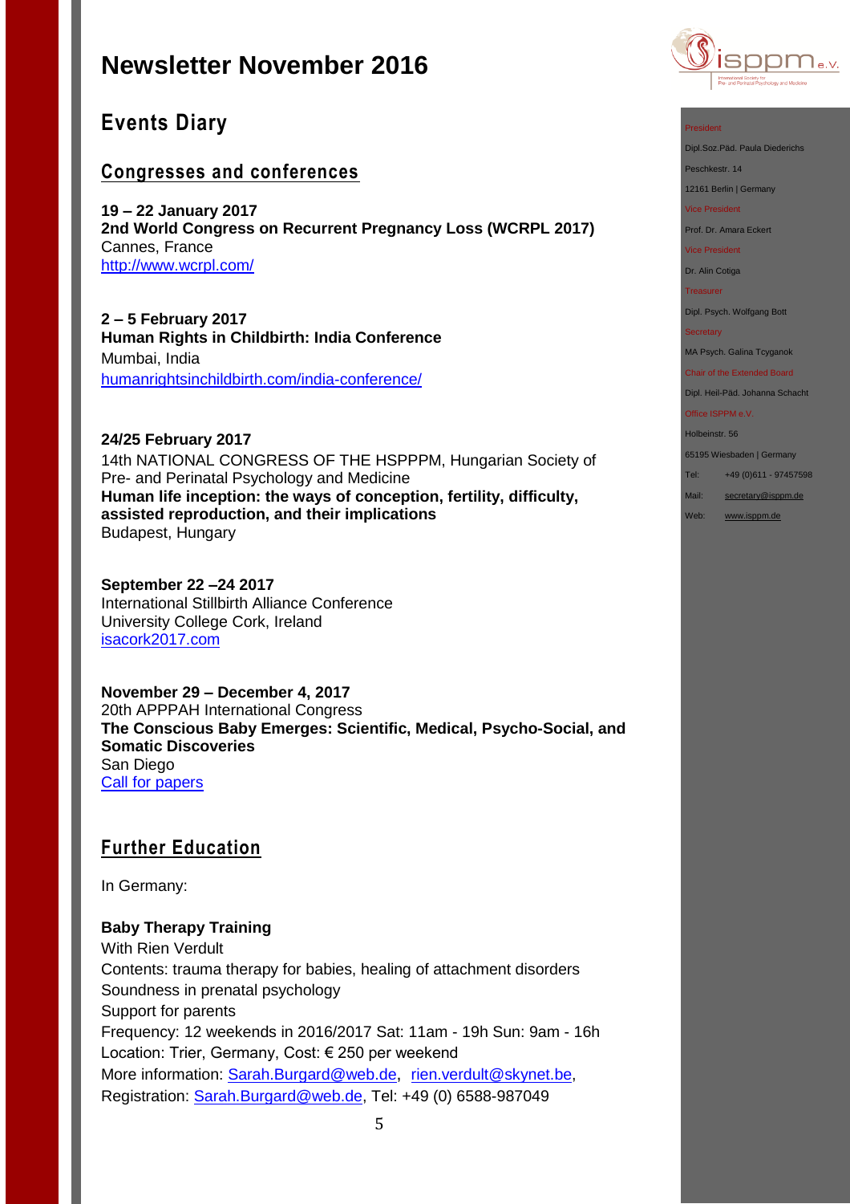# Newsletter November 2016

## Events Diary

### Congresses and conferences

**19 – 22 January 2017**
**2nd World Congress on Recurrent Pregnancy Loss (WCRPL 2017)**
Cannes, France
[http://www.wcrpl.com/](http://www.wcrpl.com/)

**2 – 5 February 2017**
**Human Rights in Childbirth: India Conference**
Mumbai, India
[humanrightsinchildbirth.com/india-conference/](humanrightsinchildbirth.com/india-conference/)

**24/25 February 2017**
14th NATIONAL CONGRESS OF THE HSPPPM, Hungarian Society of Pre- and Perinatal Psychology and Medicine
**Human life inception: the ways of conception, fertility, difficulty, assisted reproduction, and their implications**
Budapest, Hungary

**September 22 –24 2017**
International Stillbirth Alliance Conference
University College Cork, Ireland
[isacork2017.com](isacork2017.com)

**November 29 – December 4, 2017**
20th APPPAH International Congress
**The Conscious Baby Emerges: Scientific, Medical, Psycho-Social, and Somatic Discoveries**
San Diego
Call for papers

### Further Education

In Germany:

**Baby Therapy Training**
With Rien Verdult
Contents: trauma therapy for babies, healing of attachment disorders
Soundness in prenatal psychology
Support for parents
Frequency: 12 weekends in 2016/2017 Sat: 11am - 19h Sun: 9am - 16h
Location: Trier, Germany, Cost: € 250 per weekend
More information: Sarah.Burgard@web.de, rien.verdult@skynet.be,
Registration: Sarah.Burgard@web.de, Tel: +49 (0) 6588-987049

President
Dipl.Soz.Päd. Paula Diederichs
Peschkestr. 14
12161 Berlin | Germany
Vice President
Prof. Dr. Amara Eckert
Vice President
Dr. Alin Cotiga
Treasurer
Dipl. Psych. Wolfgang Bott
Secretary
MA Psych. Galina Tcyganok
Chair of the Extended Board
Dipl. Heil-Päd. Johanna Schacht
Office ISPPM e.V.
Holbeinstr. 56
65195 Wiesbaden | Germany
Tel: +49 (0)611 - 97457598
Mail: secretary@isppm.de
Web: www.isppm.de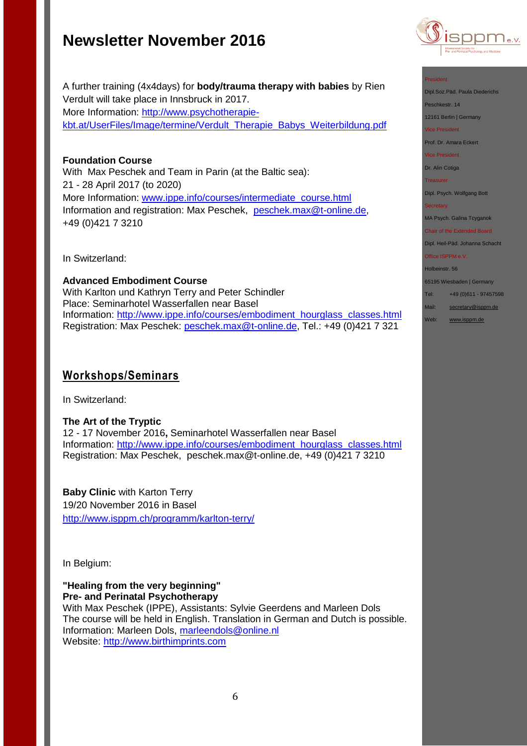# Newsletter November 2016

A further training (4x4days) for **body/trauma therapy with babies** by Rien Verdult will take place in Innsbruck in 2017.
More Information: http://www.psychotherapie-kbt.at/UserFiles/Image/termine/Verdult_Therapie_Babys_Weiterbildung.pdf

**Foundation Course**
With Max Peschek and Team in Parin (at the Baltic sea):
21 - 28 April 2017 (to 2020)
More Information: www.ippe.info/courses/intermediate_course.html
Information and registration: Max Peschek, peschek.max@t-online.de, +49 (0)421 7 3210

In Switzerland:

**Advanced Embodiment Course**
With Karlton und Kathryn Terry and Peter Schindler
Place: Seminarhotel Wasserfallen near Basel
Information: http://www.ippe.info/courses/embodiment_hourglass_classes.html
Registration: Max Peschek: peschek.max@t-online.de, Tel.: +49 (0)421 7 321

## Workshops/Seminars

In Switzerland:

**The Art of the Tryptic**
12 - 17 November 2016**,** Seminarhotel Wasserfallen near Basel
Information: http://www.ippe.info/courses/embodiment_hourglass_classes.html
Registration: Max Peschek, peschek.max@t-online.de, +49 (0)421 7 3210

**Baby Clinic** with Karton Terry
19/20 November 2016 in Basel
http://www.isppm.ch/programm/karlton-terry/

In Belgium:

**"Healing from the very beginning"**
**Pre- and Perinatal Psychotherapy**
With Max Peschek (IPPE), Assistants: Sylvie Geerdens and Marleen Dols
The course will be held in English. Translation in German and Dutch is possible.
Information: Marleen Dols, marleendols@online.nl
Website: http://www.birthimprints.com

President
Dipl.Soz.Päd. Paula Diederichs
Peschkestr. 14
12161 Berlin | Germany
Vice President
Prof. Dr. Amara Eckert
Vice President
Dr. Alin Cotiga
Treasurer
Dipl. Psych. Wolfgang Bott
Secretary
MA Psych. Galina Tcyganok
Chair of the Extended Board
Dipl. Heil-Päd. Johanna Schacht
Office ISPPM e.V.
Holbeinstr. 56
65195 Wiesbaden | Germany
Tel: +49 (0)611 - 97457598
Mail: secretary@isppm.de
Web: www.isppm.de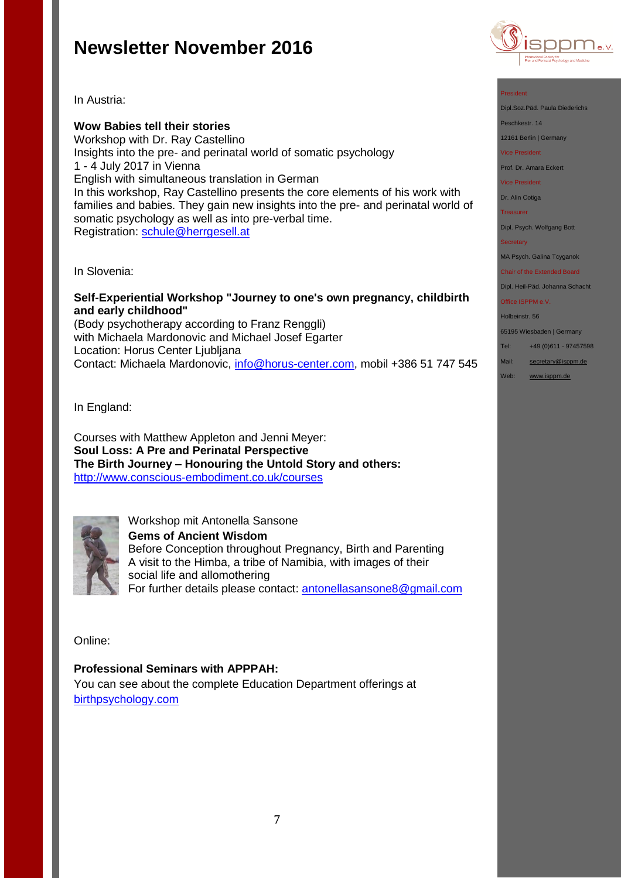# Newsletter November 2016

In Austria:

**Wow Babies tell their stories**
Workshop with Dr. Ray Castellino
Insights into the pre- and perinatal world of somatic psychology
1 - 4 July 2017 in Vienna
English with simultaneous translation in German
In this workshop, Ray Castellino presents the core elements of his work with families and babies. They gain new insights into the pre- and perinatal world of somatic psychology as well as into pre-verbal time.
Registration: schule@herrgesell.at

In Slovenia:

**Self-Experiential Workshop "Journey to one's own pregnancy, childbirth and early childhood"**
(Body psychotherapy according to Franz Renggli)
with Michaela Mardonovic and Michael Josef Egarter
Location: Horus Center Ljubljana
Contact: Michaela Mardonovic, info@horus-center.com, mobil +386 51 747 545

In England:

Courses with Matthew Appleton and Jenni Meyer:
**Soul Loss: A Pre and Perinatal Perspective**
**The Birth Journey – Honouring the Untold Story and others:**
http://www.conscious-embodiment.co.uk/courses

Workshop mit Antonella Sansone
**Gems of Ancient Wisdom**
Before Conception throughout Pregnancy, Birth and Parenting
A visit to the Himba, a tribe of Namibia, with images of their social life and allomothering
For further details please contact: antonellasansone8@gmail.com

Online:

**Professional Seminars with APPPAH:**
You can see about the complete Education Department offerings at birthpsychology.com

President
Dipl.Soz.Päd. Paula Diederichs
Peschkestr. 14
12161 Berlin | Germany

Vice President
Prof. Dr. Amara Eckert

Vice President
Dr. Alin Cotiga

Treasurer
Dipl. Psych. Wolfgang Bott

Secretary
MA Psych. Galina Tcyganok

Chair of the Extended Board
Dipl. Heil-Päd. Johanna Schacht

Office ISPPM e.V.
Holbeinstr. 56
65195 Wiesbaden | Germany
Tel: +49 (0)611 - 97457598
Mail: secretary@isppm.de
Web: www.isppm.de